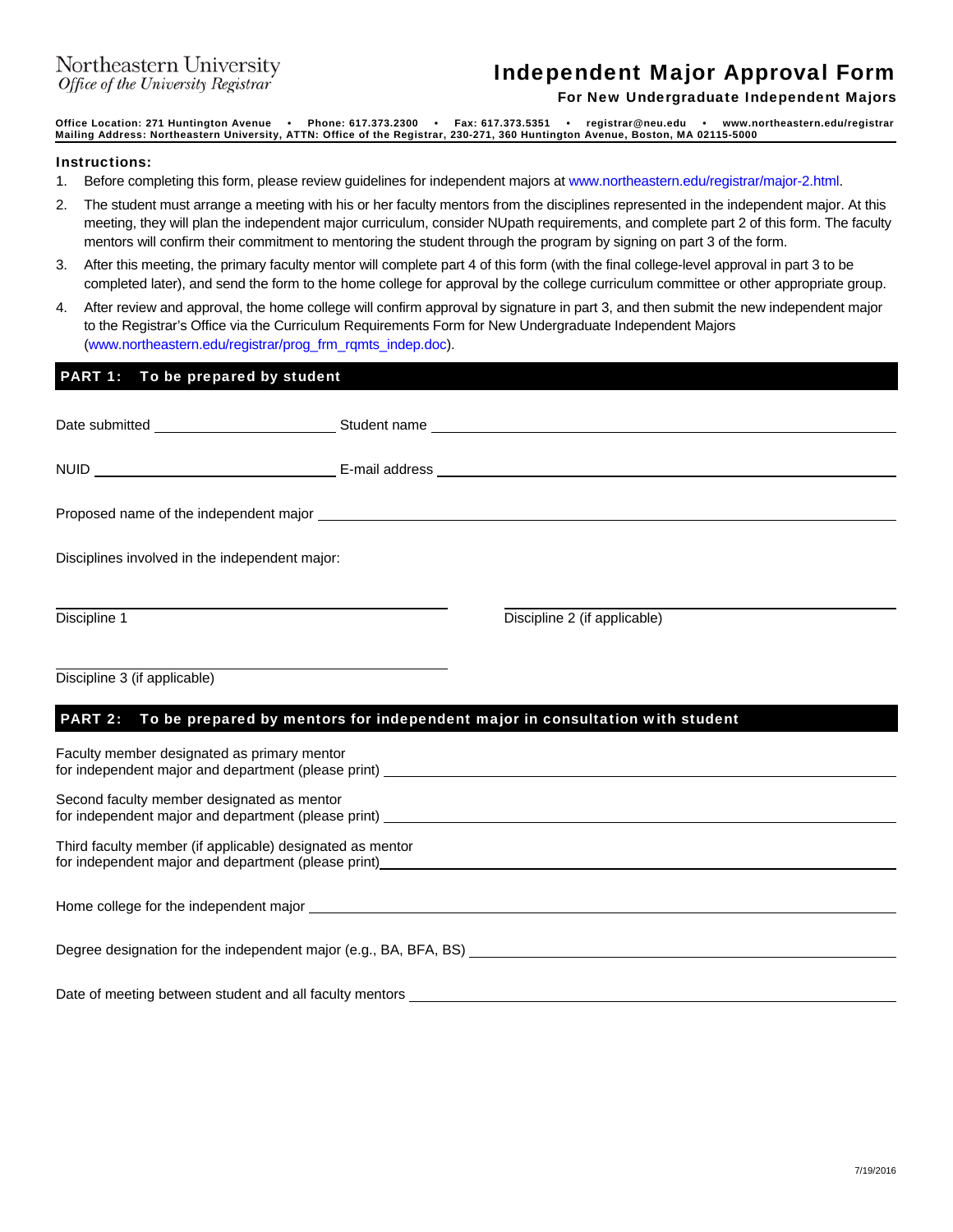Northeastern University
*Office of the University Registrar*

# Independent Major Approval Form

**For New Undergraduate Independent Majors**

**Office Location: 271 Huntington Avenue • Phone: 617.373.2300 • Fax: 617.373.5351 • registrar@neu.edu • www.northeastern.edu/registrar**
**Mailing Address: Northeastern University, ATTN: Office of the Registrar, 230-271, 360 Huntington Avenue, Boston, MA 02115-5000**

**Instructions:**

1. Before completing this form, please review guidelines for independent majors at www.northeastern.edu/registrar/major-2.html.
2. The student must arrange a meeting with his or her faculty mentors from the disciplines represented in the independent major. At this meeting, they will plan the independent major curriculum, consider NUpath requirements, and complete part 2 of this form. The faculty mentors will confirm their commitment to mentoring the student through the program by signing on part 3 of the form.
3. After this meeting, the primary faculty mentor will complete part 4 of this form (with the final college-level approval in part 3 to be completed later), and send the form to the home college for approval by the college curriculum committee or other appropriate group.
4. After review and approval, the home college will confirm approval by signature in part 3, and then submit the new independent major to the Registrar's Office via the Curriculum Requirements Form for New Undergraduate Independent Majors (www.northeastern.edu/registrar/prog_frm_rqmts_indep.doc).

## PART 1: To be prepared by student

Date submitted ______________________ Student name ______________________________________________

NUID ______________________________ E-mail address ____________________________________________

Proposed name of the independent major ______________________________________________________

Disciplines involved in the independent major:

______________________________________ ______________________________________
Discipline 1 Discipline 2 (if applicable)

______________________________________
Discipline 3 (if applicable)

## PART 2: To be prepared by mentors for independent major in consultation with student

Faculty member designated as primary mentor
for independent major and department (please print) ______________________________________________

Second faculty member designated as mentor
for independent major and department (please print) ______________________________________________

Third faculty member (if applicable) designated as mentor
for independent major and department (please print) ______________________________________________

Home college for the independent major ______________________________________________________

Degree designation for the independent major (e.g., BA, BFA, BS) ______________________________________

Date of meeting between student and all faculty mentors ________________________________________

7/19/2016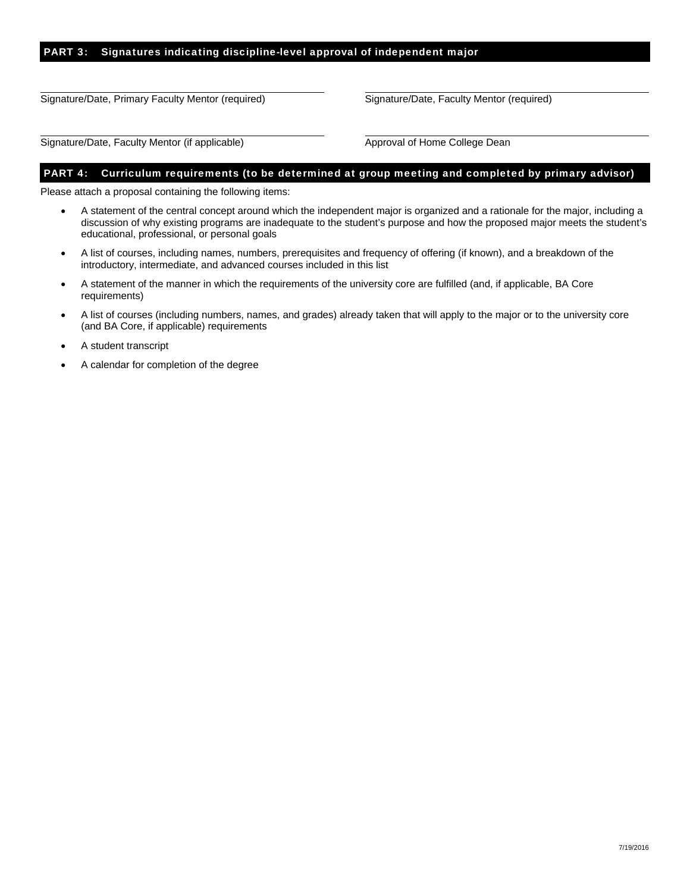## PART 3: Signatures indicating discipline-level approval of independent major

| | |
|---|---|
| Signature/Date, Primary Faculty Mentor (required) | Signature/Date, Faculty Mentor (required) |
| Signature/Date, Faculty Mentor (if applicable) | Approval of Home College Dean |

## PART 4: Curriculum requirements (to be determined at group meeting and completed by primary advisor)

Please attach a proposal containing the following items:

- A statement of the central concept around which the independent major is organized and a rationale for the major, including a discussion of why existing programs are inadequate to the student's purpose and how the proposed major meets the student's educational, professional, or personal goals
- A list of courses, including names, numbers, prerequisites and frequency of offering (if known), and a breakdown of the introductory, intermediate, and advanced courses included in this list
- A statement of the manner in which the requirements of the university core are fulfilled (and, if applicable, BA Core requirements)
- A list of courses (including numbers, names, and grades) already taken that will apply to the major or to the university core (and BA Core, if applicable) requirements
- A student transcript
- A calendar for completion of the degree

7/19/2016